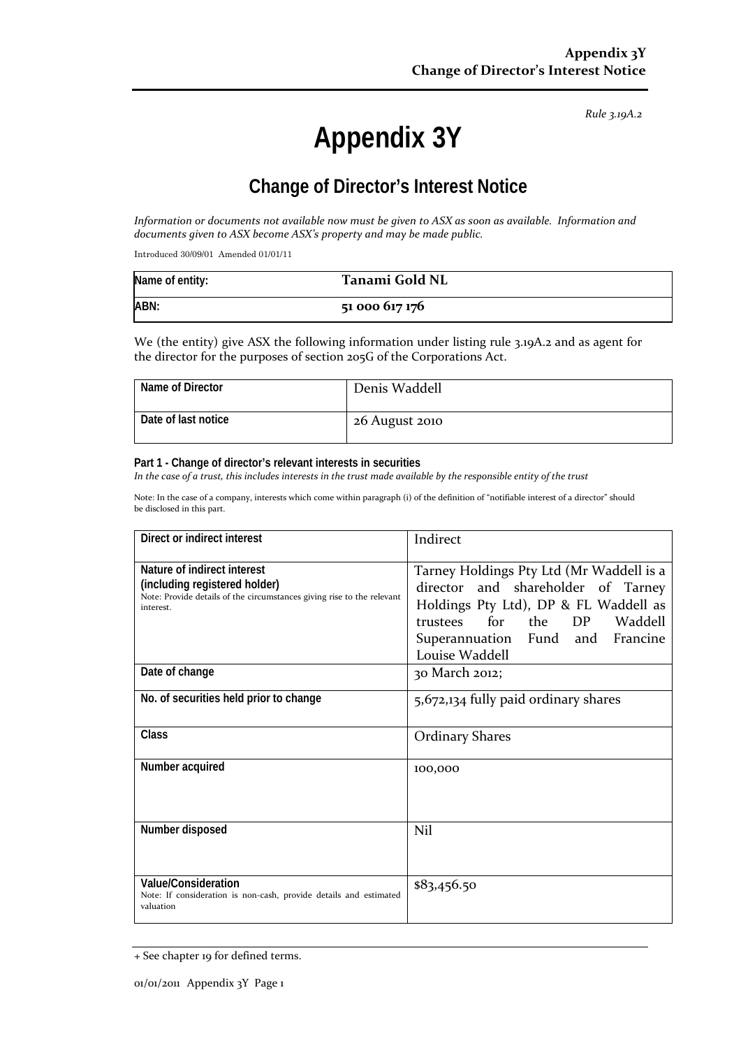*Rule 3.19A.2*

# Appendix 3Y

## Change of Director's Interest Notice

*Information or documents not available now must be given to ASX as soon as available. Information and documents given to ASX become ASX's property and may be made public.*

Introduced 30/09/01 Amended 01/01/11

| Name of entity: | **Tanami Gold NL** |
| --- | --- |
| ABN: | **51 000 617 176** |

We (the entity) give ASX the following information under listing rule 3.19A.2 and as agent for the director for the purposes of section 205G of the Corporations Act.

| Name of Director | Denis Waddell |
| --- | --- |
| Date of last notice | 26 August 2010 |

**Part 1 - Change of director's relevant interests in securities**

*In the case of a trust, this includes interests in the trust made available by the responsible entity of the trust*

Note: In the case of a company, interests which come within paragraph (i) of the definition of "notifiable interest of a director" should be disclosed in this part.

| Direct or indirect interest | Indirect |
| --- | --- |
| **Nature of indirect interest (including registered holder)** Note: Provide details of the circumstances giving rise to the relevant interest. | Tarney Holdings Pty Ltd (Mr Waddell is a director and shareholder of Tarney Holdings Pty Ltd), DP & FL Waddell as trustees for the DP Waddell Superannuation Fund and Francine Louise Waddell |
| **Date of change** | 30 March 2012; |
| **No. of securities held prior to change** | 5,672,134 fully paid ordinary shares |
| **Class** | Ordinary Shares |
| **Number acquired** | 100,000 |
| **Number disposed** | Nil |
| **Value/Consideration** Note: If consideration is non-cash, provide details and estimated valuation | $83,456.50 |

+ See chapter 19 for defined terms.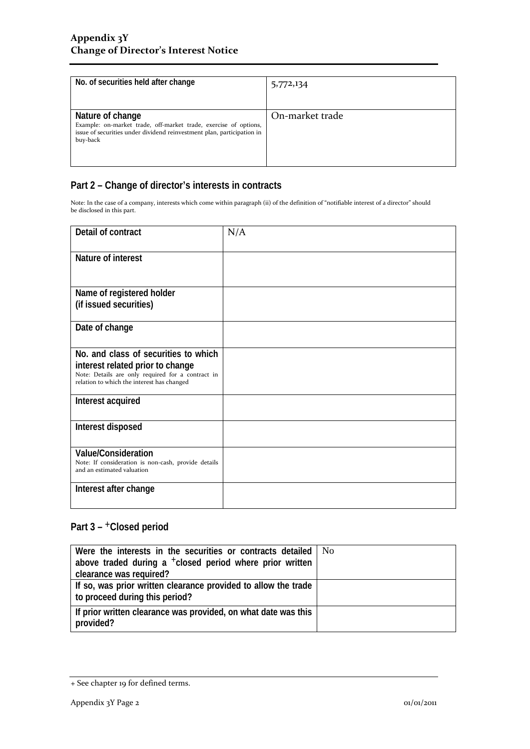| | |
|---|---|
| **No. of securities held after change** | 5,772,134 |
| **Nature of change**<br>Example: on-market trade, off-market trade, exercise of options, issue of securities under dividend reinvestment plan, participation in buy-back | On-market trade |

## Part 2 – Change of director's interests in contracts

Note: In the case of a company, interests which come within paragraph (ii) of the definition of "notifiable interest of a director" should be disclosed in this part.

| | |
|---|---|
| **Detail of contract** | N/A |
| **Nature of interest** | |
| **Name of registered holder (if issued securities)** | |
| **Date of change** | |
| **No. and class of securities to which interest related prior to change**<br>Note: Details are only required for a contract in relation to which the interest has changed | |
| **Interest acquired** | |
| **Interest disposed** | |
| **Value/Consideration**<br>Note: If consideration is non-cash, provide details and an estimated valuation | |
| **Interest after change** | |

## Part 3 – +Closed period

| | |
|---|---|
| **Were the interests in the securities or contracts detailed above traded during a +closed period where prior written clearance was required?** | No |
| **If so, was prior written clearance provided to allow the trade to proceed during this period?** | |
| **If prior written clearance was provided, on what date was this provided?** | |

+ See chapter 19 for defined terms.